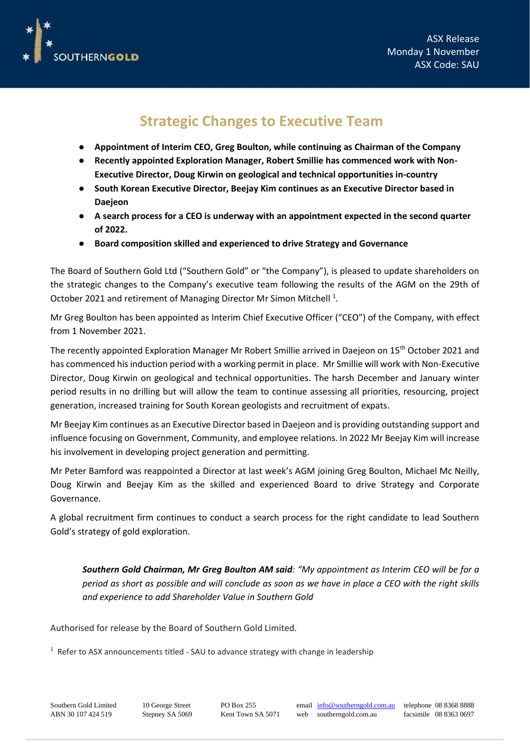SOUTHERNGOLD

ASX Release
Monday 1 November
ASX Code: SAU

# Strategic Changes to Executive Team

- **Appointment of Interim CEO, Greg Boulton, while continuing as Chairman of the Company**
- **Recently appointed Exploration Manager, Robert Smillie has commenced work with Non-Executive Director, Doug Kirwin on geological and technical opportunities in-country**
- **South Korean Executive Director, Beejay Kim continues as an Executive Director based in Daejeon**
- **A search process for a CEO is underway with an appointment expected in the second quarter of 2022.**
- **Board composition skilled and experienced to drive Strategy and Governance**

The Board of Southern Gold Ltd ("Southern Gold" or "the Company"), is pleased to update shareholders on the strategic changes to the Company's executive team following the results of the AGM on the 29th of October 2021 and retirement of Managing Director Mr Simon Mitchell [1].

Mr Greg Boulton has been appointed as Interim Chief Executive Officer ("CEO") of the Company, with effect from 1 November 2021.

The recently appointed Exploration Manager Mr Robert Smillie arrived in Daejeon on 15th October 2021 and has commenced his induction period with a working permit in place. Mr Smillie will work with Non-Executive Director, Doug Kirwin on geological and technical opportunities. The harsh December and January winter period results in no drilling but will allow the team to continue assessing all priorities, resourcing, project generation, increased training for South Korean geologists and recruitment of expats.

Mr Beejay Kim continues as an Executive Director based in Daejeon and is providing outstanding support and influence focusing on Government, Community, and employee relations. In 2022 Mr Beejay Kim will increase his involvement in developing project generation and permitting.

Mr Peter Bamford was reappointed a Director at last week's AGM joining Greg Boulton, Michael Mc Neilly, Doug Kirwin and Beejay Kim as the skilled and experienced Board to drive Strategy and Corporate Governance.

A global recruitment firm continues to conduct a search process for the right candidate to lead Southern Gold's strategy of gold exploration.

> ***Southern Gold Chairman, Mr Greg Boulton AM said**: "My appointment as Interim CEO will be for a period as short as possible and will conclude as soon as we have in place a CEO with the right skills and experience to add Shareholder Value in Southern Gold*

Authorised for release by the Board of Southern Gold Limited.

[1] Refer to ASX announcements titled - SAU to advance strategy with change in leadership

Southern Gold Limited
ABN 30 107 424 519

10 George Street
Stepney SA 5069

PO Box 255
Kent Town SA 5071

email info@southerngold.com.au
web southerngold.com.au

telephone 08 8368 8888
facsimile 08 8363 0697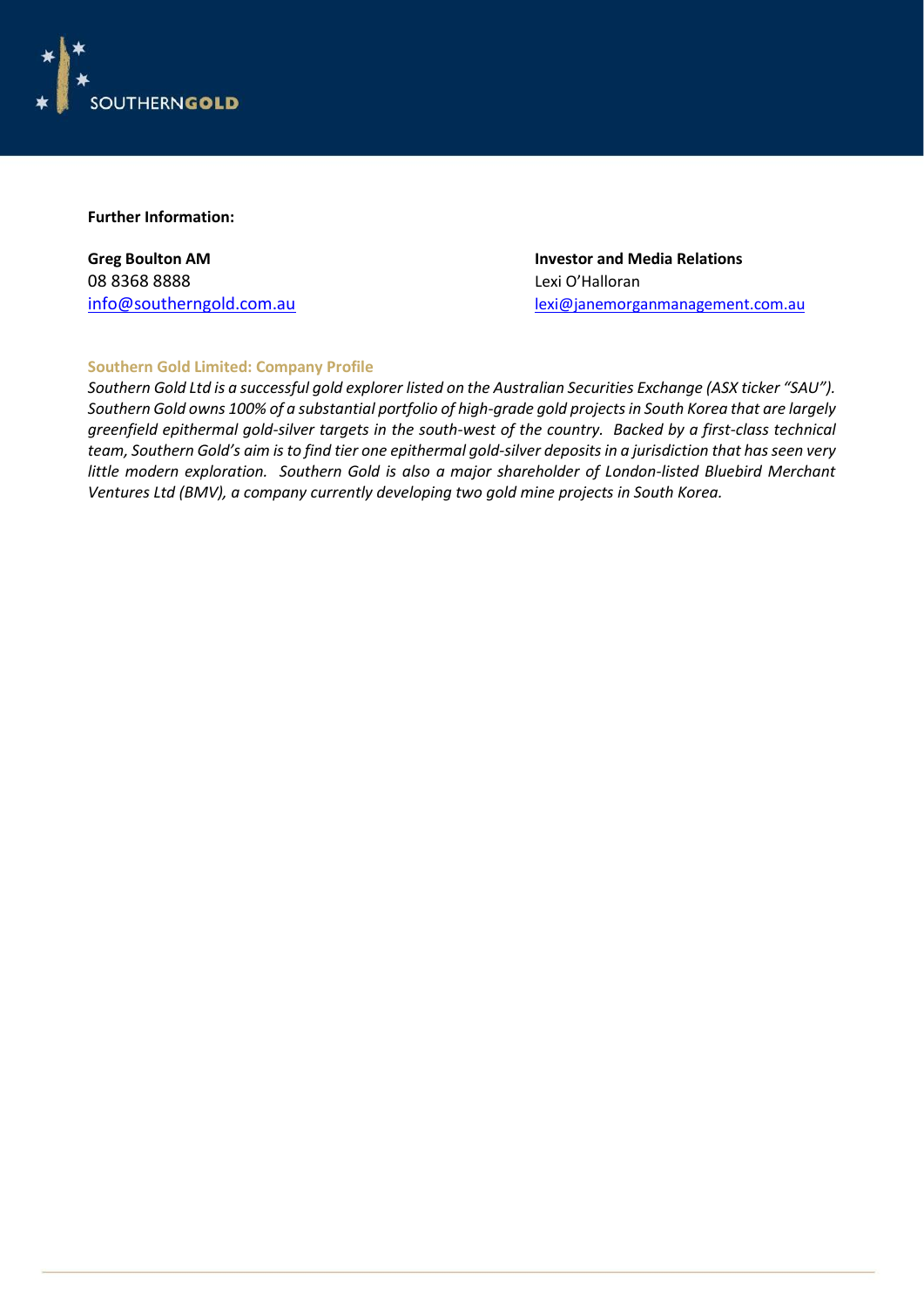**Further Information:**

**Greg Boulton AM**
08 8368 8888
info@southerngold.com.au

**Investor and Media Relations**
Lexi O'Halloran
lexi@janemorganmanagement.com.au

**Southern Gold Limited: Company Profile**

*Southern Gold Ltd is a successful gold explorer listed on the Australian Securities Exchange (ASX ticker "SAU"). Southern Gold owns 100% of a substantial portfolio of high-grade gold projects in South Korea that are largely greenfield epithermal gold-silver targets in the south-west of the country. Backed by a first-class technical team, Southern Gold's aim is to find tier one epithermal gold-silver deposits in a jurisdiction that has seen very little modern exploration. Southern Gold is also a major shareholder of London-listed Bluebird Merchant Ventures Ltd (BMV), a company currently developing two gold mine projects in South Korea.*